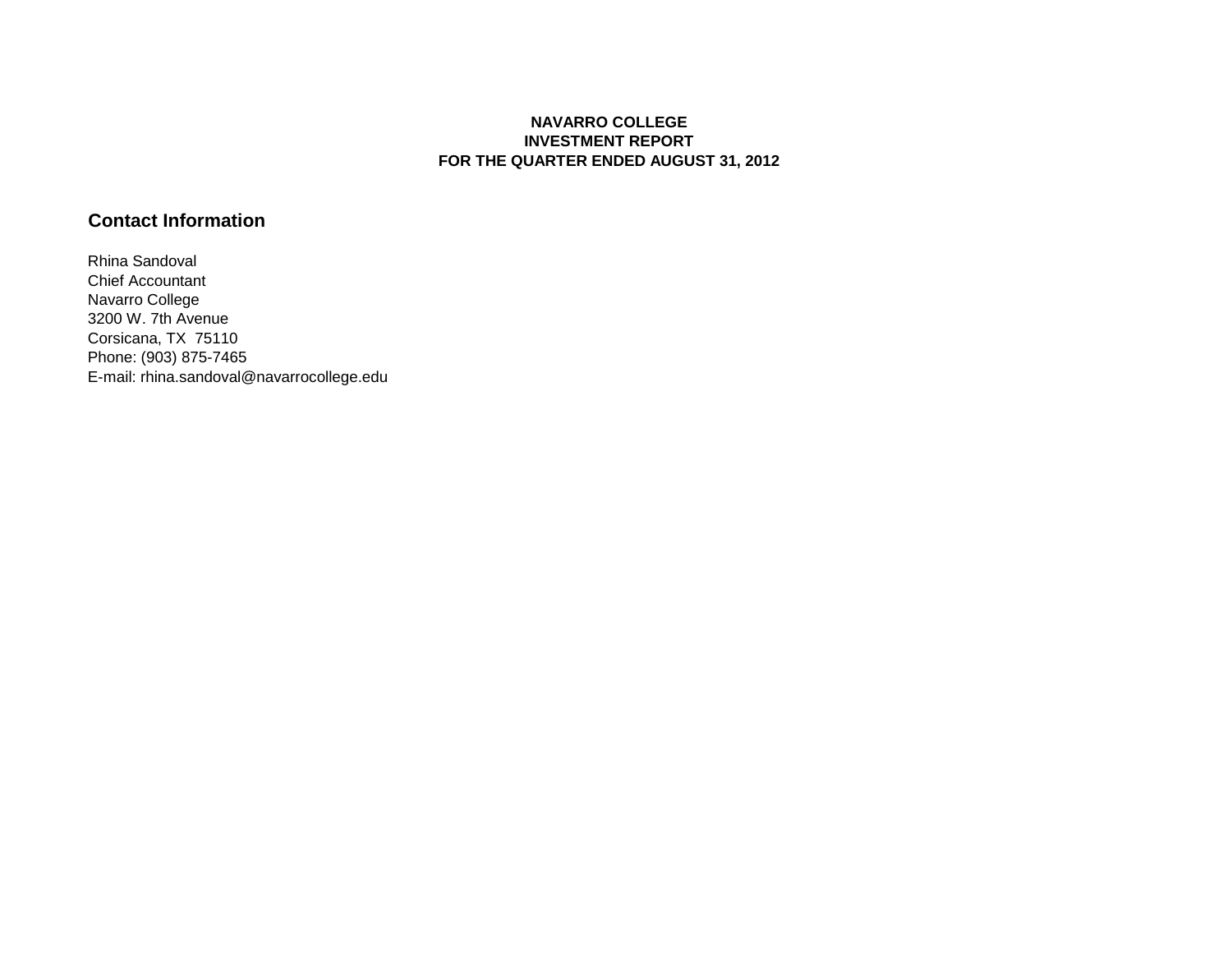# NAVARRO COLLEGE
# INVESTMENT REPORT
# FOR THE QUARTER ENDED AUGUST 31, 2012

## Contact Information

Rhina Sandoval
Chief Accountant
Navarro College
3200 W. 7th Avenue
Corsicana, TX  75110
Phone: (903) 875-7465
E-mail: rhina.sandoval@navarrocollege.edu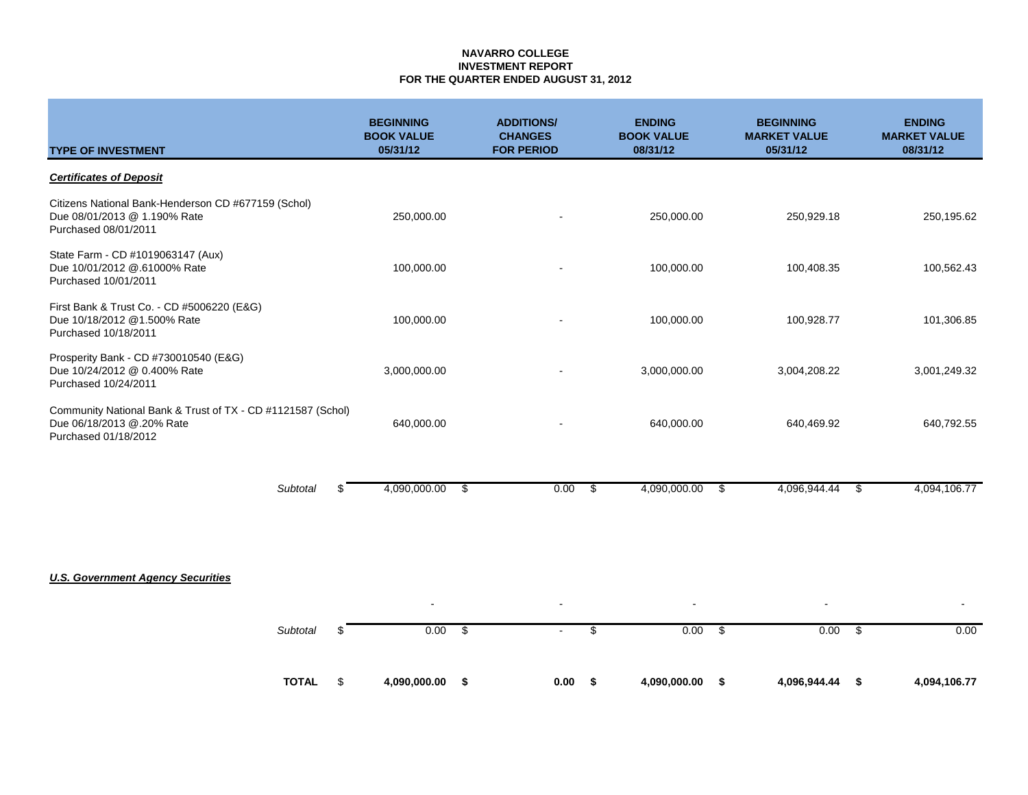**NAVARRO COLLEGE**
**INVESTMENT REPORT**
**FOR THE QUARTER ENDED AUGUST 31, 2012**

| TYPE OF INVESTMENT | BEGINNING BOOK VALUE 05/31/12 | ADDITIONS/ CHANGES FOR PERIOD | ENDING BOOK VALUE 08/31/12 | BEGINNING MARKET VALUE 05/31/12 | ENDING MARKET VALUE 08/31/12 |
|---|---|---|---|---|---|
| ***Certificates of Deposit*** | | | | | |
| Citizens National Bank-Henderson CD #677159 (Schol)<br>Due 08/01/2013 @ 1.190% Rate<br>Purchased 08/01/2011 | 250,000.00 | - | 250,000.00 | 250,929.18 | 250,195.62 |
| State Farm - CD #1019063147 (Aux)<br>Due 10/01/2012 @.61000% Rate<br>Purchased 10/01/2011 | 100,000.00 | - | 100,000.00 | 100,408.35 | 100,562.43 |
| First Bank & Trust Co. - CD #5006220 (E&G)<br>Due 10/18/2012 @1.500% Rate<br>Purchased 10/18/2011 | 100,000.00 | - | 100,000.00 | 100,928.77 | 101,306.85 |
| Prosperity Bank - CD #730010540 (E&G)<br>Due 10/24/2012 @ 0.400% Rate<br>Purchased 10/24/2011 | 3,000,000.00 | - | 3,000,000.00 | 3,004,208.22 | 3,001,249.32 |
| Community National Bank & Trust of TX - CD #1121587 (Schol)<br>Due 06/18/2013 @.20% Rate<br>Purchased 01/18/2012 | 640,000.00 | - | 640,000.00 | 640,469.92 | 640,792.55 |
| *Subtotal* | $ 4,090,000.00 | $ 0.00 | $ 4,090,000.00 | $ 4,096,944.44 | $ 4,094,106.77 |
| ***U.S. Government Agency Securities*** | | | | | |
| | - | - | - | - | - |
| *Subtotal* | $ 0.00 | $ - | $ 0.00 | $ 0.00 | $ 0.00 |
| **TOTAL** | **$ 4,090,000.00** | **$ 0.00** | **$ 4,090,000.00** | **$ 4,096,944.44** | **$ 4,094,106.77** |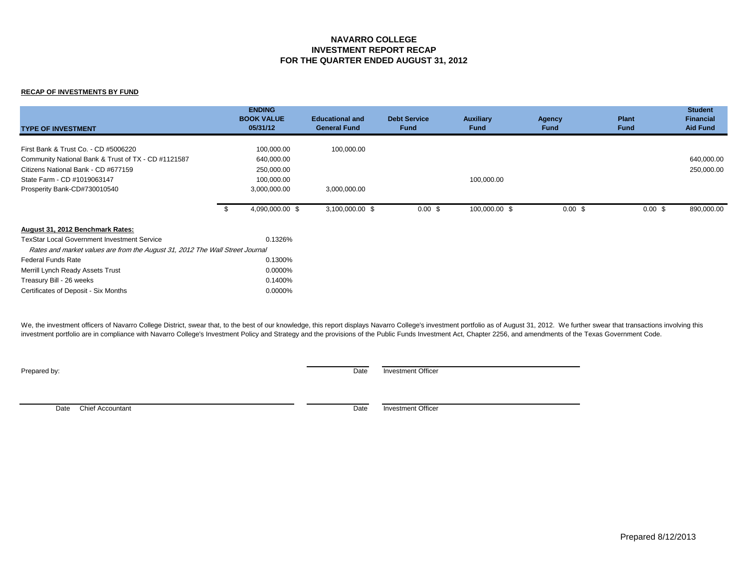# NAVARRO COLLEGE
## INVESTMENT REPORT RECAP
## FOR THE QUARTER ENDED AUGUST 31, 2012

**RECAP OF INVESTMENTS BY FUND**

| TYPE OF INVESTMENT | ENDING BOOK VALUE 05/31/12 | Educational and General Fund | Debt Service Fund | Auxiliary Fund | Agency Fund | Plant Fund | Student Financial Aid Fund |
|---|---|---|---|---|---|---|---|
| First Bank & Trust Co. - CD #5006220 | 100,000.00 | 100,000.00 | | | | | |
| Community National Bank & Trust of TX - CD #1121587 | 640,000.00 | | | | | | 640,000.00 |
| Citizens National Bank - CD #677159 | 250,000.00 | | | | | | 250,000.00 |
| State Farm - CD #1019063147 | 100,000.00 | | | 100,000.00 | | | |
| Prosperity Bank-CD#730010540 | 3,000,000.00 | 3,000,000.00 | | | | | |
| | $ 4,090,000.00 | $ 3,100,000.00 | $ 0.00 | $ 100,000.00 | $ 0.00 | $ 0.00 | $ 890,000.00 |

**August 31, 2012 Benchmark Rates:**

| | |
|---|---|
| TexStar Local Government Investment Service | 0.1326% |
| *Rates and market values are from the August 31, 2012 The Wall Street Journal* | |
| Federal Funds Rate | 0.1300% |
| Merrill Lynch Ready Assets Trust | 0.0000% |
| Treasury Bill - 26 weeks | 0.1400% |
| Certificates of Deposit - Six Months | 0.0000% |

We, the investment officers of Navarro College District, swear that, to the best of our knowledge, this report displays Navarro College's investment portfolio as of August 31, 2012. We further swear that transactions involving this investment portfolio are in compliance with Navarro College's Investment Policy and Strategy and the provisions of the Public Funds Investment Act, Chapter 2256, and amendments of the Texas Government Code.

Prepared by:

Date Investment Officer

Date Chief Accountant

Date Investment Officer

Prepared 8/12/2013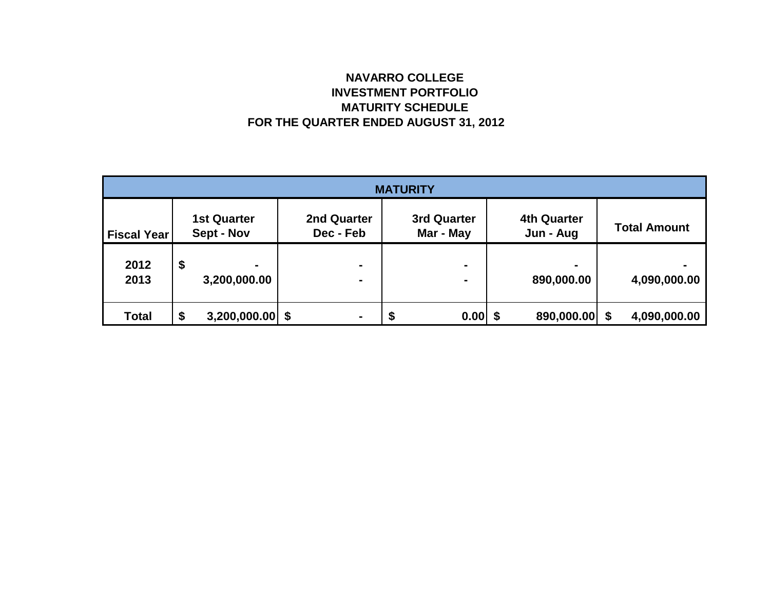**NAVARRO COLLEGE**
**INVESTMENT PORTFOLIO**
**MATURITY SCHEDULE**
**FOR THE QUARTER ENDED AUGUST 31, 2012**

| MATURITY | | | | | |
|---|---|---|---|---|---|
| Fiscal Year | 1st Quarter Sept - Nov | 2nd Quarter Dec - Feb | 3rd Quarter Mar - May | 4th Quarter Jun - Aug | Total Amount |
| 2012 | $ - | - | - | - | - |
| 2013 | 3,200,000.00 | - | - | 890,000.00 | 4,090,000.00 |
| Total | $ 3,200,000.00 | $ - | $ 0.00 | $ 890,000.00 | $ 4,090,000.00 |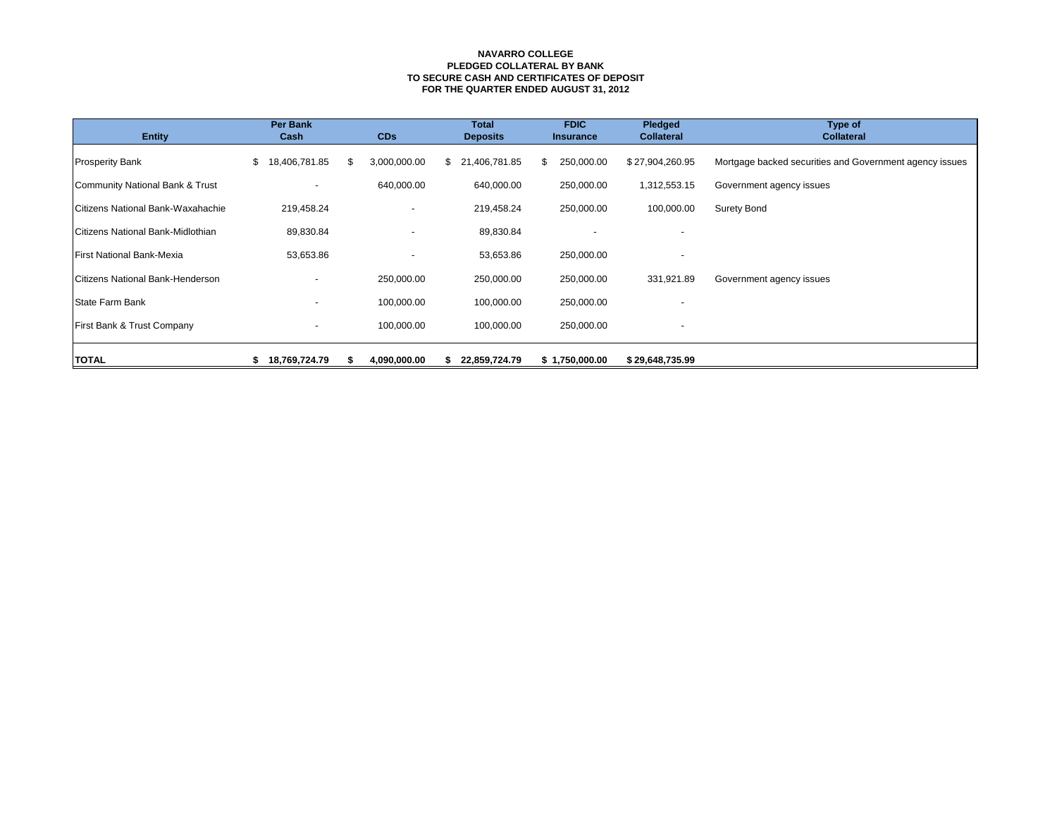**NAVARRO COLLEGE**
**PLEDGED COLLATERAL BY BANK**
**TO SECURE CASH AND CERTIFICATES OF DEPOSIT**
**FOR THE QUARTER ENDED AUGUST 31, 2012**

| Entity | Per Bank Cash | CDs | Total Deposits | FDIC Insurance | Pledged Collateral | Type of Collateral |
|---|---|---|---|---|---|---|
| Prosperity Bank | $ 18,406,781.85 | $ 3,000,000.00 | $ 21,406,781.85 | $ 250,000.00 | $ 27,904,260.95 | Mortgage backed securities and Government agency issues |
| Community National Bank & Trust | - | 640,000.00 | 640,000.00 | 250,000.00 | 1,312,553.15 | Government agency issues |
| Citizens National Bank-Waxahachie | 219,458.24 | - | 219,458.24 | 250,000.00 | 100,000.00 | Surety Bond |
| Citizens National Bank-Midlothian | 89,830.84 | - | 89,830.84 | - | - | |
| First National Bank-Mexia | 53,653.86 | - | 53,653.86 | 250,000.00 | - | |
| Citizens National Bank-Henderson | - | 250,000.00 | 250,000.00 | 250,000.00 | 331,921.89 | Government agency issues |
| State Farm Bank | - | 100,000.00 | 100,000.00 | 250,000.00 | - | |
| First Bank & Trust Company | - | 100,000.00 | 100,000.00 | 250,000.00 | - | |
| **TOTAL** | **$ 18,769,724.79** | **$ 4,090,000.00** | **$ 22,859,724.79** | **$ 1,750,000.00** | **$ 29,648,735.99** | |